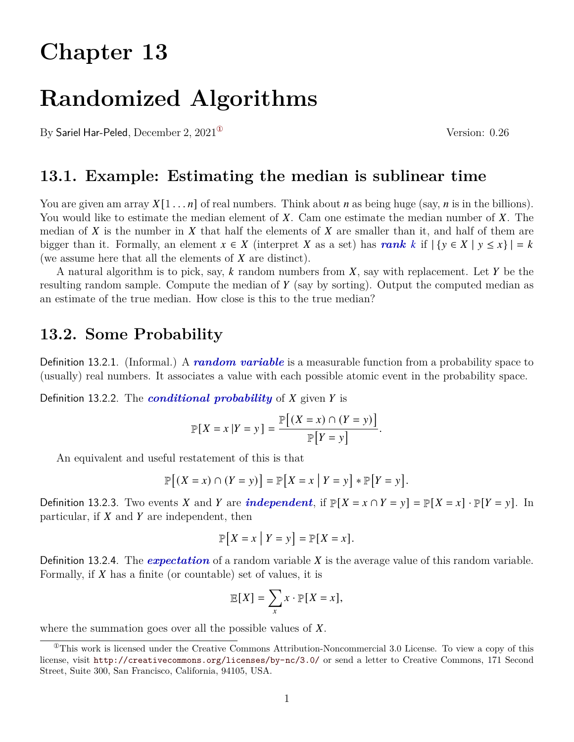# Chapter 13

# Randomized Algorithms

By Sariel Har-Peled, December 2, 2021[1] Version: 0.26

## 13.1. Example: Estimating the median is sublinear time

You are given am array $X[1 \dots n]$ of real numbers. Think about $n$ as being huge (say, $n$ is in the billions). You would like to estimate the median element of $X$. Cam one estimate the median number of $X$. The median of $X$ is the number in $X$ that half the elements of $X$ are smaller than it, and half of them are bigger than it. Formally, an element $x \in X$ (interpret $X$ as a set) has ***rank k*** if $|\{y \in X \mid y \leq x\}| = k$ (we assume here that all the elements of $X$ are distinct).

A natural algorithm is to pick, say, $k$ random numbers from $X$, say with replacement. Let $Y$ be the resulting random sample. Compute the median of $Y$ (say by sorting). Output the computed median as an estimate of the true median. How close is this to the true median?

## 13.2. Some Probability

Definition 13.2.1. (Informal.) A ***random variable*** is a measurable function from a probability space to (usually) real numbers. It associates a value with each possible atomic event in the probability space.

Definition 13.2.2. The ***conditional probability*** of $X$ given $Y$ is

$$\mathbb{P}[X = x \,|Y = y] = \frac{\mathbb{P}\big[(X = x) \cap (Y = y)\big]}{\mathbb{P}\big[Y = y\big]}.$$

An equivalent and useful restatement of this is that

$$\mathbb{P}\big[(X = x) \cap (Y = y)\big] = \mathbb{P}\big[X = x \,\big|\, Y = y\big] * \mathbb{P}\big[Y = y\big].$$

Definition 13.2.3. Two events $X$ and $Y$ are ***independent***, if $\mathbb{P}[X = x \cap Y = y] = \mathbb{P}[X = x] \cdot \mathbb{P}[Y = y]$. In particular, if $X$ and $Y$ are independent, then

$$\mathbb{P}\big[X = x \,\big|\, Y = y\big] = \mathbb{P}[X = x].$$

Definition 13.2.4. The ***expectation*** of a random variable $X$ is the average value of this random variable. Formally, if $X$ has a finite (or countable) set of values, it is

$$\mathbb{E}[X] = \sum_{x} x \cdot \mathbb{P}[X = x],$$

where the summation goes over all the possible values of $X$.

[1] This work is licensed under the Creative Commons Attribution-Noncommercial 3.0 License. To view a copy of this license, visit http://creativecommons.org/licenses/by-nc/3.0/ or send a letter to Creative Commons, 171 Second Street, Suite 300, San Francisco, California, 94105, USA.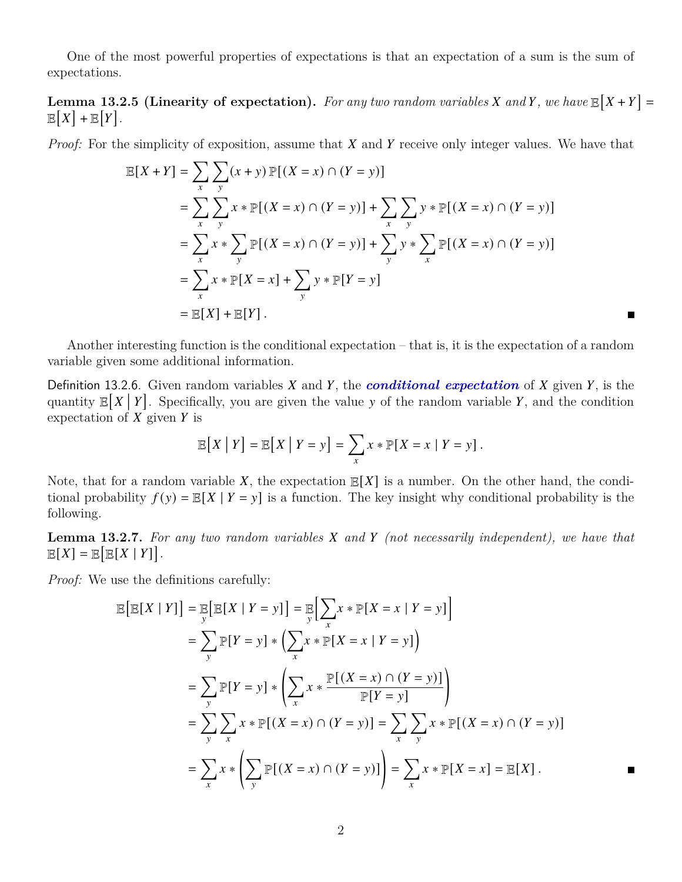One of the most powerful properties of expectations is that an expectation of a sum is the sum of expectations.

**Lemma 13.2.5 (Linearity of expectation).** *For any two random variables $X$ and $Y$, we have* $\mathbb{E}\big[X + Y\big] = \mathbb{E}\big[X\big] + \mathbb{E}\big[Y\big]$.

*Proof:* For the simplicity of exposition, assume that $X$ and $Y$ receive only integer values. We have that

$$
\begin{aligned}
\mathbb{E}[X+Y] &= \sum_x \sum_y (x+y)\,\mathbb{P}[(X=x)\cap(Y=y)] \\
&= \sum_x \sum_y x * \mathbb{P}[(X=x)\cap(Y=y)] + \sum_x \sum_y y * \mathbb{P}[(X=x)\cap(Y=y)] \\
&= \sum_x x * \sum_y \mathbb{P}[(X=x)\cap(Y=y)] + \sum_y y * \sum_x \mathbb{P}[(X=x)\cap(Y=y)] \\
&= \sum_x x * \mathbb{P}[X=x] + \sum_y y * \mathbb{P}[Y=y] \\
&= \mathbb{E}[X] + \mathbb{E}[Y]\,.
\end{aligned}
$$

■

Another interesting function is the conditional expectation – that is, it is the expectation of a random variable given some additional information.

Definition 13.2.6. Given random variables $X$ and $Y$, the ***conditional expectation*** of $X$ given $Y$, is the quantity $\mathbb{E}\big[X \mid Y\big]$. Specifically, you are given the value $y$ of the random variable $Y$, and the condition expectation of $X$ given $Y$ is

$$
\mathbb{E}\big[X \mid Y\big] = \mathbb{E}\big[X \mid Y = y\big] = \sum_x x * \mathbb{P}[X = x \mid Y = y]\,.
$$

Note, that for a random variable $X$, the expectation $\mathbb{E}[X]$ is a number. On the other hand, the conditional probability $f(y) = \mathbb{E}[X \mid Y = y]$ is a function. The key insight why conditional probability is the following.

**Lemma 13.2.7.** *For any two random variables $X$ and $Y$ (not necessarily independent), we have that* $\mathbb{E}[X] = \mathbb{E}\big[\mathbb{E}[X \mid Y]\big]$.

*Proof:* We use the definitions carefully:

$$
\begin{aligned}
\mathbb{E}\big[\mathbb{E}[X \mid Y]\big] &= \mathop{\mathbb{E}}_y\big[\mathbb{E}[X \mid Y = y]\big] = \mathop{\mathbb{E}}_y\Big[\sum_x x * \mathbb{P}[X = x \mid Y = y]\Big] \\
&= \sum_y \mathbb{P}[Y = y] * \Big(\sum_x x * \mathbb{P}[X = x \mid Y = y]\Big) \\
&= \sum_y \mathbb{P}[Y = y] * \left(\sum_x x * \frac{\mathbb{P}[(X = x)\cap(Y = y)]}{\mathbb{P}[Y = y]}\right) \\
&= \sum_y \sum_x x * \mathbb{P}[(X = x)\cap(Y = y)] = \sum_x \sum_y x * \mathbb{P}[(X = x)\cap(Y = y)] \\
&= \sum_x x * \left(\sum_y \mathbb{P}[(X = x)\cap(Y = y)]\right) = \sum_x x * \mathbb{P}[X = x] = \mathbb{E}[X]\,.
\end{aligned}
$$

■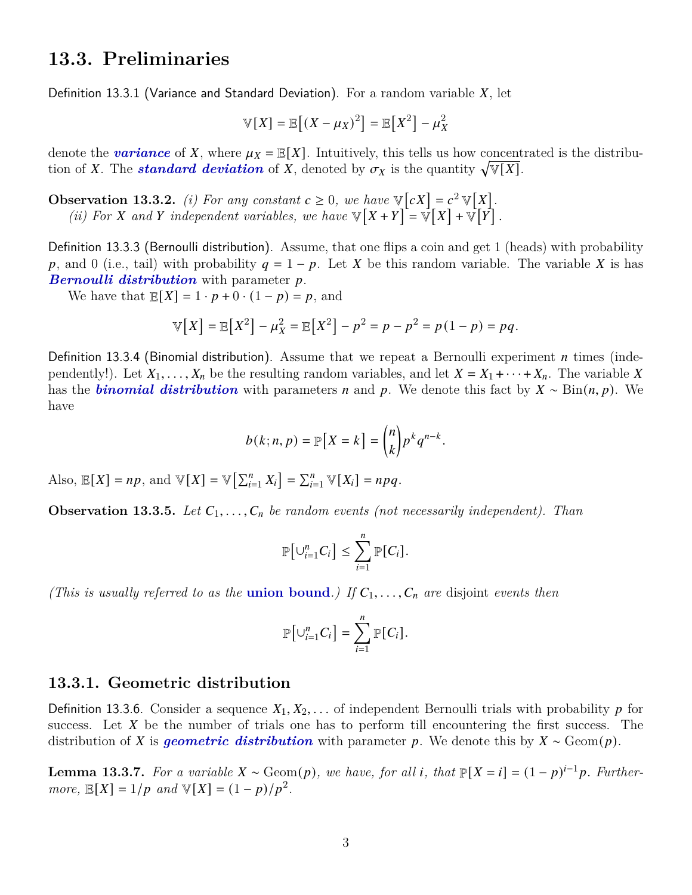## 13.3. Preliminaries

Definition 13.3.1 (Variance and Standard Deviation). For a random variable $X$, let

$$\mathbb{V}[X] = \mathbb{E}\left[(X - \mu_X)^2\right] = \mathbb{E}\left[X^2\right] - \mu_X^2$$

denote the ***variance*** of $X$, where $\mu_X = \mathbb{E}[X]$. Intuitively, this tells us how concentrated is the distribution of $X$. The ***standard deviation*** of $X$, denoted by $\sigma_X$ is the quantity $\sqrt{\mathbb{V}[X]}$.

**Observation 13.3.2.** *(i) For any constant $c \geq 0$, we have $\mathbb{V}[cX] = c^2\,\mathbb{V}[X]$.*
*(ii) For $X$ and $Y$ independent variables, we have $\mathbb{V}[X + Y] = \mathbb{V}[X] + \mathbb{V}[Y]$.*

Definition 13.3.3 (Bernoulli distribution). Assume, that one flips a coin and get 1 (heads) with probability $p$, and 0 (i.e., tail) with probability $q = 1 - p$. Let $X$ be this random variable. The variable $X$ is has ***Bernoulli distribution*** with parameter $p$.

We have that $\mathbb{E}[X] = 1 \cdot p + 0 \cdot (1 - p) = p$, and

$$\mathbb{V}[X] = \mathbb{E}\left[X^2\right] - \mu_X^2 = \mathbb{E}\left[X^2\right] - p^2 = p - p^2 = p(1 - p) = pq.$$

Definition 13.3.4 (Binomial distribution). Assume that we repeat a Bernoulli experiment $n$ times (independently!). Let $X_1, \ldots, X_n$ be the resulting random variables, and let $X = X_1 + \cdots + X_n$. The variable $X$ has the ***binomial distribution*** with parameters $n$ and $p$. We denote this fact by $X \sim \text{Bin}(n, p)$. We have

$$b(k; n, p) = \mathbb{P}[X = k] = \binom{n}{k} p^k q^{n-k}.$$

Also, $\mathbb{E}[X] = np$, and $\mathbb{V}[X] = \mathbb{V}\left[\sum_{i=1}^n X_i\right] = \sum_{i=1}^n \mathbb{V}[X_i] = npq$.

**Observation 13.3.5.** *Let $C_1, \ldots, C_n$ be random events (not necessarily independent). Than*

$$\mathbb{P}\left[\cup_{i=1}^n C_i\right] \leq \sum_{i=1}^n \mathbb{P}[C_i].$$

*(This is usually referred to as the* **union bound***.) If $C_1, \ldots, C_n$ are* disjoint *events then*

$$\mathbb{P}\left[\cup_{i=1}^n C_i\right] = \sum_{i=1}^n \mathbb{P}[C_i].$$

### 13.3.1. Geometric distribution

Definition 13.3.6. Consider a sequence $X_1, X_2, \ldots$ of independent Bernoulli trials with probability $p$ for success. Let $X$ be the number of trials one has to perform till encountering the first success. The distribution of $X$ is ***geometric distribution*** with parameter $p$. We denote this by $X \sim \text{Geom}(p)$.

**Lemma 13.3.7.** *For a variable $X \sim \text{Geom}(p)$, we have, for all $i$, that $\mathbb{P}[X = i] = (1 - p)^{i-1} p$. Furthermore, $\mathbb{E}[X] = 1/p$ and $\mathbb{V}[X] = (1 - p)/p^2$.*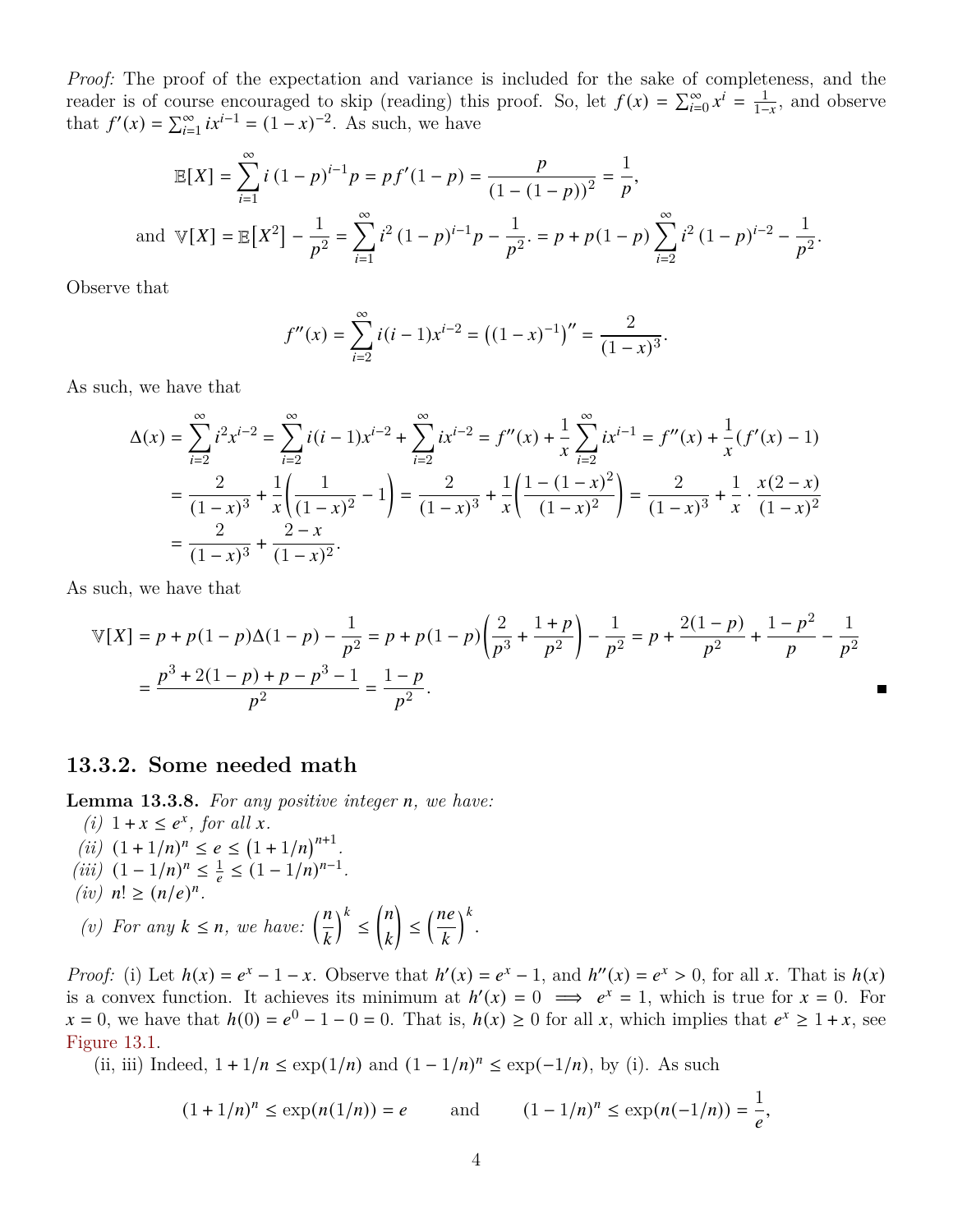*Proof:* The proof of the expectation and variance is included for the sake of completeness, and the reader is of course encouraged to skip (reading) this proof. So, let $f(x) = \sum_{i=0}^{\infty} x^i = \frac{1}{1-x}$, and observe that $f'(x) = \sum_{i=1}^{\infty} i x^{i-1} = (1-x)^{-2}$. As such, we have

$$\mathbb{E}[X] = \sum_{i=1}^{\infty} i\,(1-p)^{i-1} p = p f'(1-p) = \frac{p}{(1-(1-p))^2} = \frac{1}{p},$$

$$\text{and } \mathbb{V}[X] = \mathbb{E}\big[X^2\big] - \frac{1}{p^2} = \sum_{i=1}^{\infty} i^2\,(1-p)^{i-1} p - \frac{1}{p^2}. = p + p(1-p)\sum_{i=2}^{\infty} i^2\,(1-p)^{i-2} - \frac{1}{p^2}.$$

Observe that

$$f''(x) = \sum_{i=2}^{\infty} i(i-1)x^{i-2} = \big((1-x)^{-1}\big)'' = \frac{2}{(1-x)^3}.$$

As such, we have that

$$\begin{aligned}
\Delta(x) &= \sum_{i=2}^{\infty} i^2 x^{i-2} = \sum_{i=2}^{\infty} i(i-1)x^{i-2} + \sum_{i=2}^{\infty} i x^{i-2} = f''(x) + \frac{1}{x}\sum_{i=2}^{\infty} i x^{i-1} = f''(x) + \frac{1}{x}(f'(x) - 1) \\
&= \frac{2}{(1-x)^3} + \frac{1}{x}\left(\frac{1}{(1-x)^2} - 1\right) = \frac{2}{(1-x)^3} + \frac{1}{x}\left(\frac{1-(1-x)^2}{(1-x)^2}\right) = \frac{2}{(1-x)^3} + \frac{1}{x}\cdot\frac{x(2-x)}{(1-x)^2} \\
&= \frac{2}{(1-x)^3} + \frac{2-x}{(1-x)^2}.
\end{aligned}$$

As such, we have that

$$\begin{aligned}
\mathbb{V}[X] &= p + p(1-p)\Delta(1-p) - \frac{1}{p^2} = p + p(1-p)\left(\frac{2}{p^3} + \frac{1+p}{p^2}\right) - \frac{1}{p^2} = p + \frac{2(1-p)}{p^2} + \frac{1-p^2}{p} - \frac{1}{p^2} \\
&= \frac{p^3 + 2(1-p) + p - p^3 - 1}{p^2} = \frac{1-p}{p^2}.
\end{aligned}$$

■

## 13.3.2. Some needed math

**Lemma 13.3.8.** *For any positive integer $n$, we have:*

*(i)* $1 + x \le e^x$, *for all $x$.*

*(ii)* $(1 + 1/n)^n \le e \le (1 + 1/n)^{n+1}$.

*(iii)* $(1 - 1/n)^n \le \frac{1}{e} \le (1 - 1/n)^{n-1}$.

*(iv)* $n! \ge (n/e)^n$.

*(v) For any $k \le n$, we have:* $\left(\frac{n}{k}\right)^k \le \binom{n}{k} \le \left(\frac{ne}{k}\right)^k$.

*Proof:* (i) Let $h(x) = e^x - 1 - x$. Observe that $h'(x) = e^x - 1$, and $h''(x) = e^x > 0$, for all $x$. That is $h(x)$ is a convex function. It achieves its minimum at $h'(x) = 0 \implies e^x = 1$, which is true for $x = 0$. For $x = 0$, we have that $h(0) = e^0 - 1 - 0 = 0$. That is, $h(x) \ge 0$ for all $x$, which implies that $e^x \ge 1 + x$, see Figure 13.1.

(ii, iii) Indeed, $1 + 1/n \le \exp(1/n)$ and $(1 - 1/n)^n \le \exp(-1/n)$, by (i). As such

$$(1 + 1/n)^n \le \exp(n(1/n)) = e \qquad \text{and} \qquad (1 - 1/n)^n \le \exp(n(-1/n)) = \frac{1}{e},$$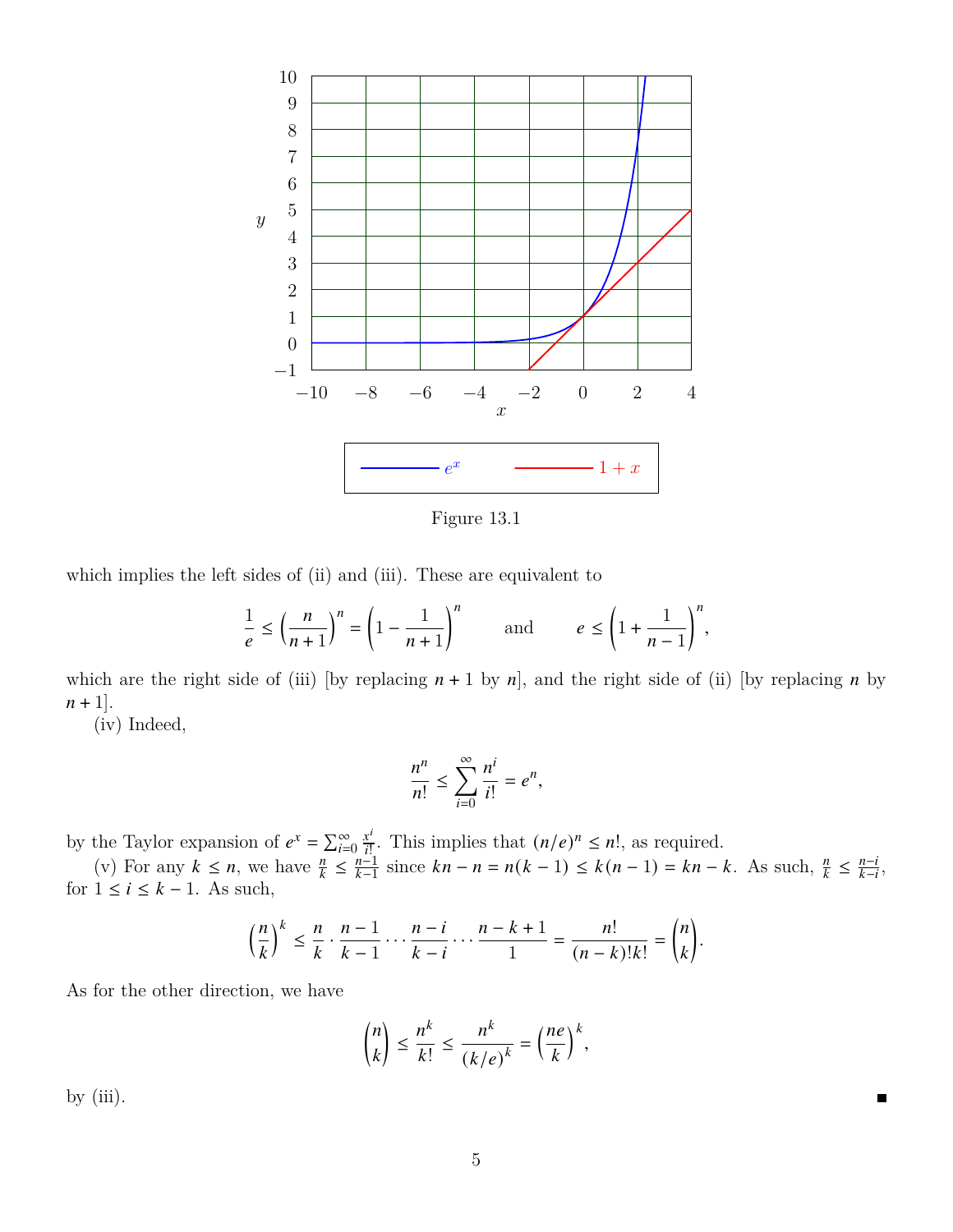Figure 13.1

which implies the left sides of (ii) and (iii). These are equivalent to

$$\frac{1}{e} \leq \left(\frac{n}{n+1}\right)^n = \left(1 - \frac{1}{n+1}\right)^n \qquad \text{and} \qquad e \leq \left(1 + \frac{1}{n-1}\right)^n,$$

which are the right side of (iii) [by replacing $n+1$ by $n$], and the right side of (ii) [by replacing $n$ by $n+1$].

(iv) Indeed,

$$\frac{n^n}{n!} \leq \sum_{i=0}^{\infty} \frac{n^i}{i!} = e^n,$$

by the Taylor expansion of $e^x = \sum_{i=0}^{\infty} \frac{x^i}{i!}$. This implies that $(n/e)^n \leq n!$, as required.

(v) For any $k \leq n$, we have $\frac{n}{k} \leq \frac{n-1}{k-1}$ since $kn - n = n(k-1) \leq k(n-1) = kn - k$. As such, $\frac{n}{k} \leq \frac{n-i}{k-i}$, for $1 \leq i \leq k-1$. As such,

$$\left(\frac{n}{k}\right)^k \leq \frac{n}{k} \cdot \frac{n-1}{k-1} \cdots \frac{n-i}{k-i} \cdots \frac{n-k+1}{1} = \frac{n!}{(n-k)!k!} = \binom{n}{k}.$$

As for the other direction, we have

$$\binom{n}{k} \leq \frac{n^k}{k!} \leq \frac{n^k}{(k/e)^k} = \left(\frac{ne}{k}\right)^k,$$

by (iii). ■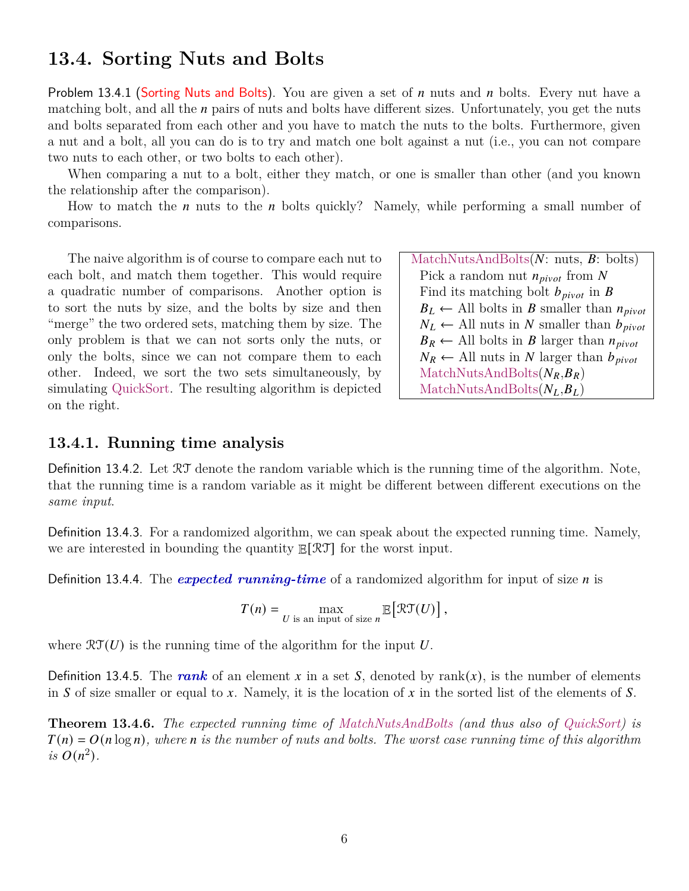## 13.4. Sorting Nuts and Bolts

Problem 13.4.1 (Sorting Nuts and Bolts). You are given a set of $n$ nuts and $n$ bolts. Every nut have a matching bolt, and all the $n$ pairs of nuts and bolts have different sizes. Unfortunately, you get the nuts and bolts separated from each other and you have to match the nuts to the bolts. Furthermore, given a nut and a bolt, all you can do is to try and match one bolt against a nut (i.e., you can not compare two nuts to each other, or two bolts to each other).

When comparing a nut to a bolt, either they match, or one is smaller than other (and you known the relationship after the comparison).

How to match the $n$ nuts to the $n$ bolts quickly? Namely, while performing a small number of comparisons.

The naive algorithm is of course to compare each nut to each bolt, and match them together. This would require a quadratic number of comparisons. Another option is to sort the nuts by size, and the bolts by size and then "merge" the two ordered sets, matching them by size. The only problem is that we can not sorts only the nuts, or only the bolts, since we can not compare them to each other. Indeed, we sort the two sets simultaneously, by simulating QuickSort. The resulting algorithm is depicted on the right.

```
MatchNutsAndBolts(N: nuts, B: bolts)
  Pick a random nut n_pivot from N
  Find its matching bolt b_pivot in B
  B_L ← All bolts in B smaller than n_pivot
  N_L ← All nuts in N smaller than b_pivot
  B_R ← All bolts in B larger than n_pivot
  N_R ← All nuts in N larger than b_pivot
  MatchNutsAndBolts(N_R,B_R)
  MatchNutsAndBolts(N_L,B_L)
```

### 13.4.1. Running time analysis

Definition 13.4.2. Let $\mathcal{RT}$ denote the random variable which is the running time of the algorithm. Note, that the running time is a random variable as it might be different between different executions on the *same input*.

Definition 13.4.3. For a randomized algorithm, we can speak about the expected running time. Namely, we are interested in bounding the quantity $\mathbb{E}[\mathcal{RT}]$ for the worst input.

Definition 13.4.4. The ***expected running-time*** of a randomized algorithm for input of size $n$ is

$$T(n) = \max_{U \text{ is an input of size } n} \mathbb{E}\big[\mathcal{RT}(U)\big],$$

where $\mathcal{RT}(U)$ is the running time of the algorithm for the input $U$.

Definition 13.4.5. The ***rank*** of an element $x$ in a set $S$, denoted by $\text{rank}(x)$, is the number of elements in $S$ of size smaller or equal to $x$. Namely, it is the location of $x$ in the sorted list of the elements of $S$.

**Theorem 13.4.6.** *The expected running time of MatchNutsAndBolts (and thus also of QuickSort) is $T(n) = O(n \log n)$, where $n$ is the number of nuts and bolts. The worst case running time of this algorithm is $O(n^2)$.*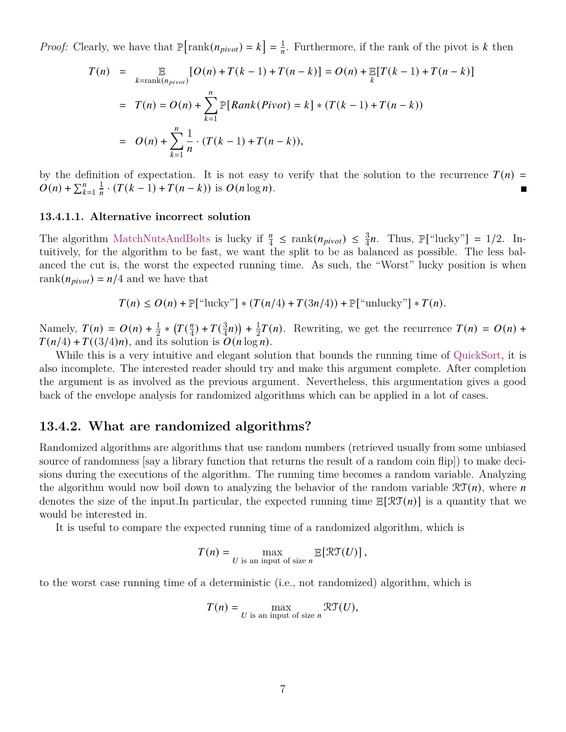*Proof:* Clearly, we have that $\mathbb{P}\big[\text{rank}(n_{pivot}) = k\big] = \frac{1}{n}$. Furthermore, if the rank of the pivot is $k$ then

$$
\begin{aligned}
T(n) &= \mathop{\mathbb{E}}_{k=\text{rank}(n_{pivot})}[O(n) + T(k-1) + T(n-k)] = O(n) + \mathop{\mathbb{E}}_{k}[T(k-1) + T(n-k)] \\
&= T(n) = O(n) + \sum_{k=1}^{n} \mathbb{P}[Rank(Pivot) = k] * (T(k-1) + T(n-k)) \\
&= O(n) + \sum_{k=1}^{n} \frac{1}{n} \cdot (T(k-1) + T(n-k)),
\end{aligned}
$$

by the definition of expectation. It is not easy to verify that the solution to the recurrence $T(n) = O(n) + \sum_{k=1}^{n} \frac{1}{n} \cdot (T(k-1) + T(n-k))$ is $O(n \log n)$. ■

#### 13.4.1.1. Alternative incorrect solution

The algorithm MatchNutsAndBolts is lucky if $\frac{n}{4} \leq \text{rank}(n_{pivot}) \leq \frac{3}{4}n$. Thus, $\mathbb{P}[\text{"lucky"}] = 1/2$. Intuitively, for the algorithm to be fast, we want the split to be as balanced as possible. The less balanced the cut is, the worst the expected running time. As such, the "Worst" lucky position is when $\text{rank}(n_{pivot}) = n/4$ and we have that

$$
T(n) \leq O(n) + \mathbb{P}[\text{"lucky"}] * (T(n/4) + T(3n/4)) + \mathbb{P}[\text{"unlucky"}] * T(n).
$$

Namely, $T(n) = O(n) + \frac{1}{2} * \left(T(\frac{n}{4}) + T(\frac{3}{4}n)\right) + \frac{1}{2}T(n)$. Rewriting, we get the recurrence $T(n) = O(n) + T(n/4) + T((3/4)n)$, and its solution is $O(n \log n)$.

While this is a very intuitive and elegant solution that bounds the running time of QuickSort, it is also incomplete. The interested reader should try and make this argument complete. After completion the argument is as involved as the previous argument. Nevertheless, this argumentation gives a good back of the envelope analysis for randomized algorithms which can be applied in a lot of cases.

### 13.4.2. What are randomized algorithms?

Randomized algorithms are algorithms that use random numbers (retrieved usually from some unbiased source of randomness [say a library function that returns the result of a random coin flip]) to make decisions during the executions of the algorithm. The running time becomes a random variable. Analyzing the algorithm would now boil down to analyzing the behavior of the random variable $\mathcal{RT}(n)$, where $n$ denotes the size of the input.In particular, the expected running time $\mathbb{E}[\mathcal{RT}(n)]$ is a quantity that we would be interested in.

It is useful to compare the expected running time of a randomized algorithm, which is

$$
T(n) = \max_{U \text{ is an input of size } n} \mathbb{E}[\mathcal{RT}(U)],
$$

to the worst case running time of a deterministic (i.e., not randomized) algorithm, which is

$$
T(n) = \max_{U \text{ is an input of size } n} \mathcal{RT}(U),
$$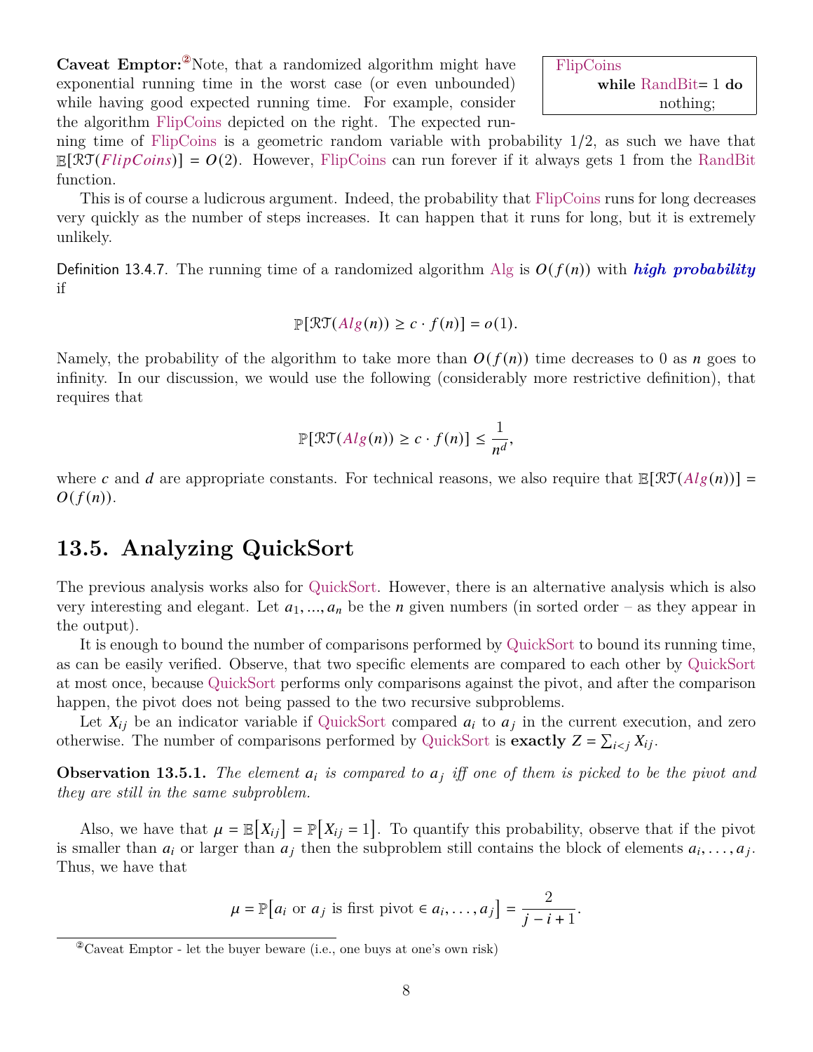```
FlipCoins
    while RandBit= 1 do
        nothing;
```

**Caveat Emptor:**[②] Note, that a randomized algorithm might have exponential running time in the worst case (or even unbounded) while having good expected running time. For example, consider the algorithm FlipCoins depicted on the right. The expected running time of FlipCoins is a geometric random variable with probability 1/2, as such we have that $\mathbb{E}[\mathcal{RT}(FlipCoins)] = O(2)$. However, FlipCoins can run forever if it always gets 1 from the RandBit function.

This is of course a ludicrous argument. Indeed, the probability that FlipCoins runs for long decreases very quickly as the number of steps increases. It can happen that it runs for long, but it is extremely unlikely.

Definition 13.4.7. The running time of a randomized algorithm Alg is $O(f(n))$ with ***high probability*** if

$$\mathbb{P}[\mathcal{RT}(Alg(n)) \geq c \cdot f(n)] = o(1).$$

Namely, the probability of the algorithm to take more than $O(f(n))$ time decreases to 0 as $n$ goes to infinity. In our discussion, we would use the following (considerably more restrictive definition), that requires that

$$\mathbb{P}[\mathcal{RT}(Alg(n)) \geq c \cdot f(n)] \leq \frac{1}{n^d},$$

where $c$ and $d$ are appropriate constants. For technical reasons, we also require that $\mathbb{E}[\mathcal{RT}(Alg(n))] = O(f(n))$.

## 13.5. Analyzing QuickSort

The previous analysis works also for QuickSort. However, there is an alternative analysis which is also very interesting and elegant. Let $a_1, ..., a_n$ be the $n$ given numbers (in sorted order – as they appear in the output).

It is enough to bound the number of comparisons performed by QuickSort to bound its running time, as can be easily verified. Observe, that two specific elements are compared to each other by QuickSort at most once, because QuickSort performs only comparisons against the pivot, and after the comparison happen, the pivot does not being passed to the two recursive subproblems.

Let $X_{ij}$ be an indicator variable if QuickSort compared $a_i$ to $a_j$ in the current execution, and zero otherwise. The number of comparisons performed by QuickSort is **exactly** $Z = \sum_{i<j} X_{ij}$.

**Observation 13.5.1.** *The element $a_i$ is compared to $a_j$ iff one of them is picked to be the pivot and they are still in the same subproblem.*

Also, we have that $\mu = \mathbb{E}[X_{ij}] = \mathbb{P}[X_{ij} = 1]$. To quantify this probability, observe that if the pivot is smaller than $a_i$ or larger than $a_j$ then the subproblem still contains the block of elements $a_i, \ldots, a_j$. Thus, we have that

$$\mu = \mathbb{P}[a_i \text{ or } a_j \text{ is first pivot} \in a_i, \ldots, a_j] = \frac{2}{j - i + 1}.$$

[②] Caveat Emptor - let the buyer beware (i.e., one buys at one's own risk)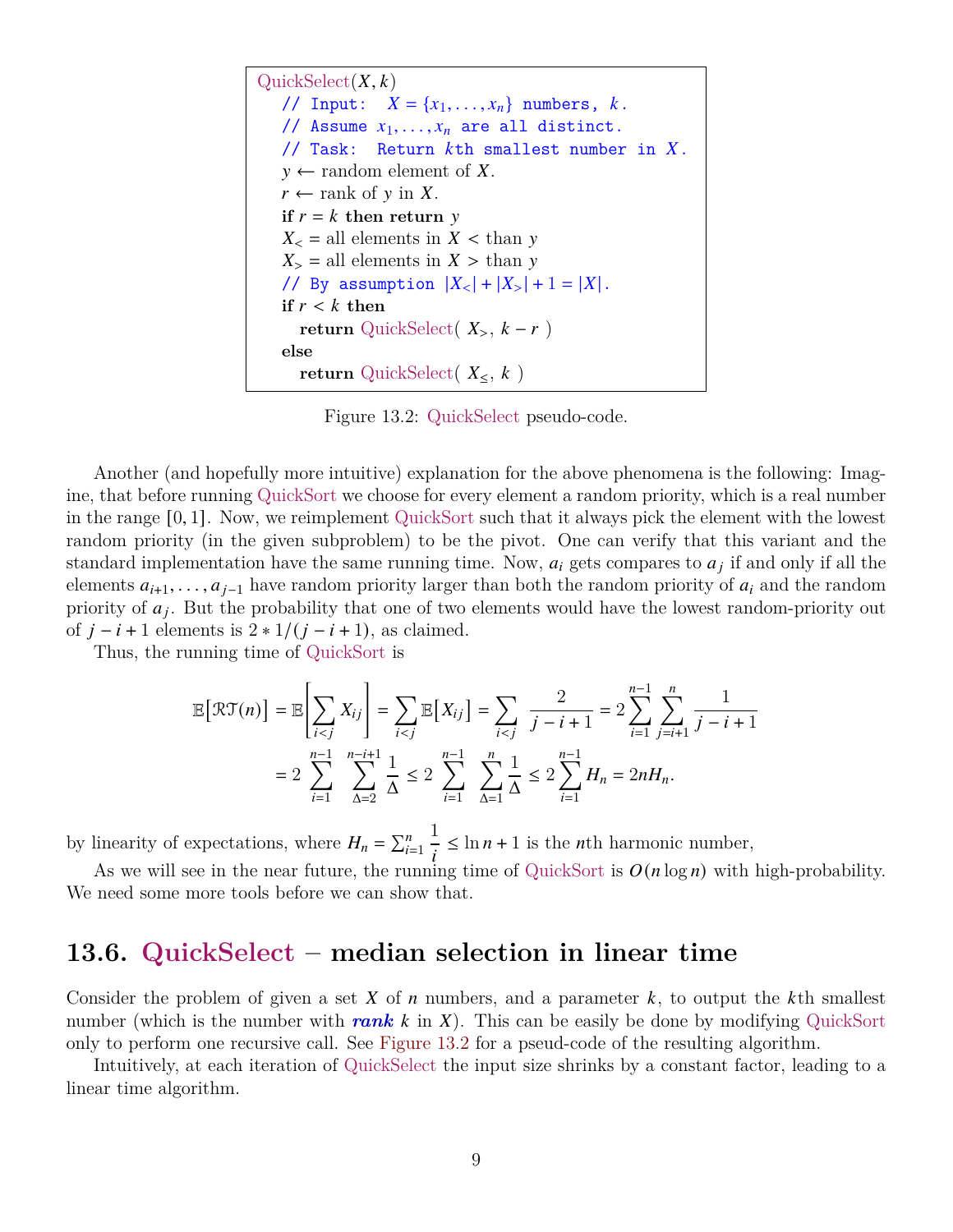```
QuickSelect(X, k)
   // Input:  X = {x_1, ..., x_n} numbers, k.
   // Assume x_1, ..., x_n are all distinct.
   // Task:  Return kth smallest number in X.
   y ← random element of X.
   r ← rank of y in X.
   if r = k then return y
   X_< = all elements in X < than y
   X_> = all elements in X > than y
   // By assumption |X_<| + |X_>| + 1 = |X|.
   if r < k then
      return QuickSelect( X_>, k − r )
   else
      return QuickSelect( X_≤, k )
```

Figure 13.2: QuickSelect pseudo-code.

Another (and hopefully more intuitive) explanation for the above phenomena is the following: Imagine, that before running QuickSort we choose for every element a random priority, which is a real number in the range $[0, 1]$. Now, we reimplement QuickSort such that it always pick the element with the lowest random priority (in the given subproblem) to be the pivot. One can verify that this variant and the standard implementation have the same running time. Now, $a_i$ gets compares to $a_j$ if and only if all the elements $a_{i+1}, \ldots, a_{j-1}$ have random priority larger than both the random priority of $a_i$ and the random priority of $a_j$. But the probability that one of two elements would have the lowest random-priority out of $j - i + 1$ elements is $2 * 1/(j - i + 1)$, as claimed.

Thus, the running time of QuickSort is

$$
\mathbb{E}\big[\mathcal{RT}(n)\big] = \mathbb{E}\left[\sum_{i<j} X_{ij}\right] = \sum_{i<j} \mathbb{E}\big[X_{ij}\big] = \sum_{i<j} \frac{2}{j-i+1} = 2\sum_{i=1}^{n-1}\sum_{j=i+1}^{n} \frac{1}{j-i+1}
$$

$$
= 2\sum_{i=1}^{n-1}\sum_{\Delta=2}^{n-i+1} \frac{1}{\Delta} \le 2\sum_{i=1}^{n-1}\sum_{\Delta=1}^{n} \frac{1}{\Delta} \le 2\sum_{i=1}^{n-1} H_n = 2nH_n.
$$

by linearity of expectations, where $H_n = \sum_{i=1}^{n} \frac{1}{i} \le \ln n + 1$ is the $n$th harmonic number,

As we will see in the near future, the running time of QuickSort is $O(n \log n)$ with high-probability. We need some more tools before we can show that.

## 13.6. QuickSelect – median selection in linear time

Consider the problem of given a set $X$ of $n$ numbers, and a parameter $k$, to output the $k$th smallest number (which is the number with ***rank*** $k$ in $X$). This can be easily be done by modifying QuickSort only to perform one recursive call. See Figure 13.2 for a pseud-code of the resulting algorithm.

Intuitively, at each iteration of QuickSelect the input size shrinks by a constant factor, leading to a linear time algorithm.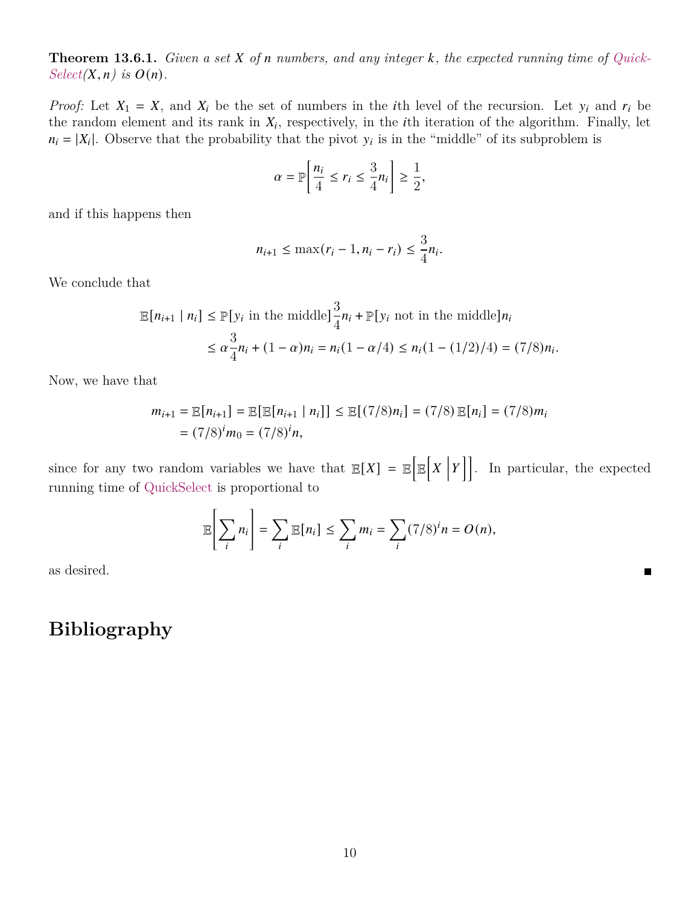**Theorem 13.6.1.** *Given a set $X$ of $n$ numbers, and any integer $k$, the expected running time of QuickSelect$(X, n)$ is $O(n)$.*

*Proof:* Let $X_1 = X$, and $X_i$ be the set of numbers in the $i$th level of the recursion. Let $y_i$ and $r_i$ be the random element and its rank in $X_i$, respectively, in the $i$th iteration of the algorithm. Finally, let $n_i = |X_i|$. Observe that the probability that the pivot $y_i$ is in the "middle" of its subproblem is

$$\alpha = \mathbb{P}\left[\frac{n_i}{4} \leq r_i \leq \frac{3}{4}n_i\right] \geq \frac{1}{2},$$

and if this happens then

$$n_{i+1} \leq \max(r_i - 1, n_i - r_i) \leq \frac{3}{4}n_i.$$

We conclude that

$$\begin{aligned}
\mathbb{E}[n_{i+1} \mid n_i] &\leq \mathbb{P}[y_i \text{ in the middle}]\frac{3}{4}n_i + \mathbb{P}[y_i \text{ not in the middle}]n_i \\
&\leq \alpha\frac{3}{4}n_i + (1-\alpha)n_i = n_i(1 - \alpha/4) \leq n_i(1 - (1/2)/4) = (7/8)n_i.
\end{aligned}$$

Now, we have that

$$\begin{aligned}
m_{i+1} &= \mathbb{E}[n_{i+1}] = \mathbb{E}[\mathbb{E}[n_{i+1} \mid n_i]] \leq \mathbb{E}[(7/8)n_i] = (7/8)\,\mathbb{E}[n_i] = (7/8)m_i \\
&= (7/8)^i m_0 = (7/8)^i n,
\end{aligned}$$

since for any two random variables we have that $\mathbb{E}[X] = \mathbb{E}\Big[\mathbb{E}\Big[X \,\Big|\, Y\Big]\Big]$. In particular, the expected running time of QuickSelect is proportional to

$$\mathbb{E}\left[\sum_i n_i\right] = \sum_i \mathbb{E}[n_i] \leq \sum_i m_i = \sum_i (7/8)^i n = O(n),$$

as desired. ∎

# Bibliography